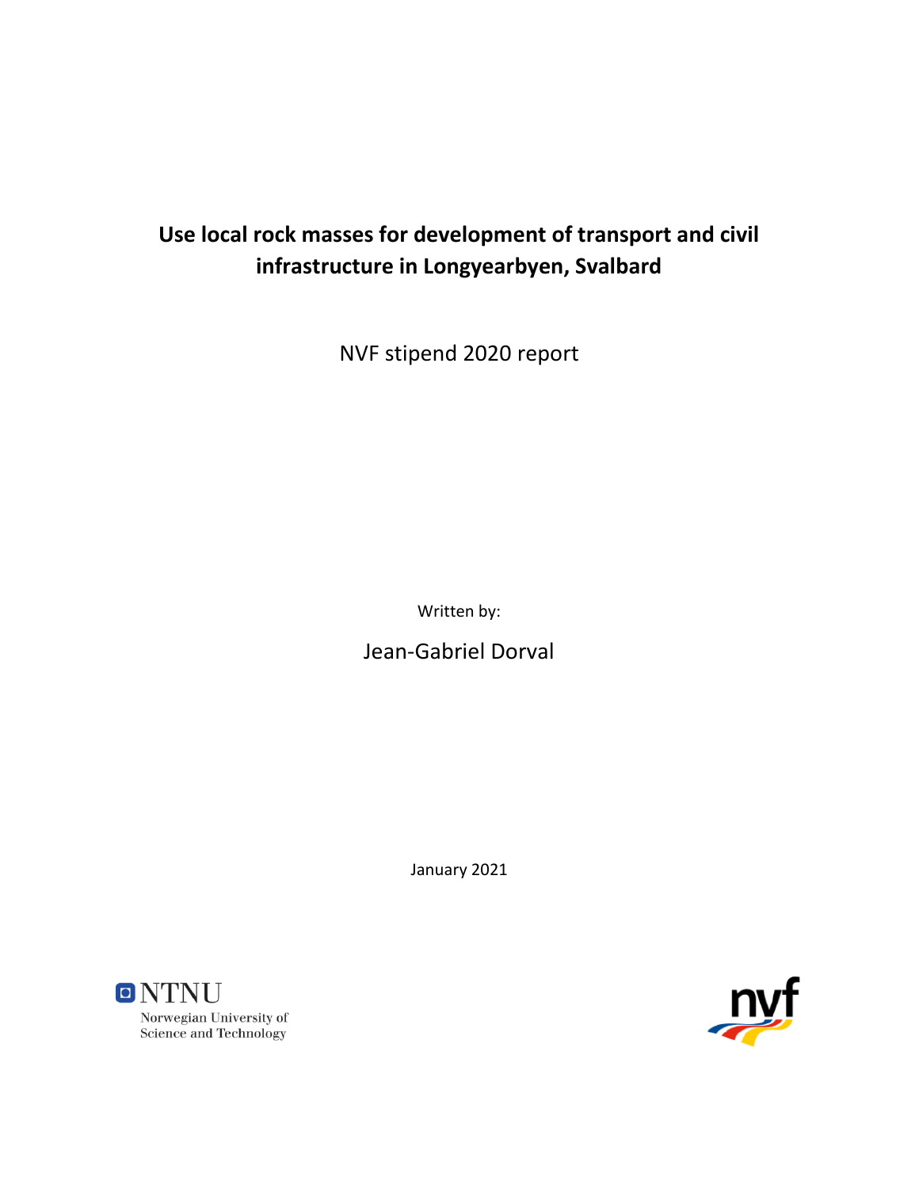# Use local rock masses for development of transport and civil infrastructure in Longyearbyen, Svalbard

NVF stipend 2020 report

Written by:

Jean-Gabriel Dorval

January 2021

NTNU
Norwegian University of Science and Technology

nvf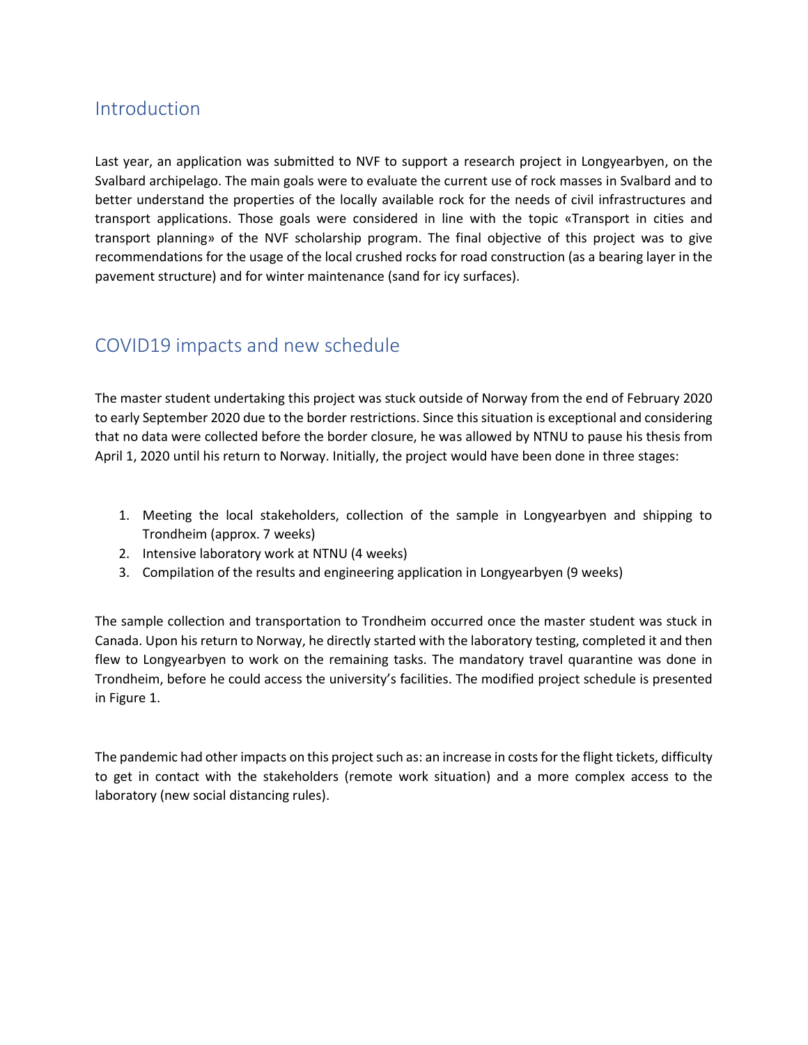## Introduction

Last year, an application was submitted to NVF to support a research project in Longyearbyen, on the Svalbard archipelago. The main goals were to evaluate the current use of rock masses in Svalbard and to better understand the properties of the locally available rock for the needs of civil infrastructures and transport applications. Those goals were considered in line with the topic «Transport in cities and transport planning» of the NVF scholarship program. The final objective of this project was to give recommendations for the usage of the local crushed rocks for road construction (as a bearing layer in the pavement structure) and for winter maintenance (sand for icy surfaces).

## COVID19 impacts and new schedule

The master student undertaking this project was stuck outside of Norway from the end of February 2020 to early September 2020 due to the border restrictions. Since this situation is exceptional and considering that no data were collected before the border closure, he was allowed by NTNU to pause his thesis from April 1, 2020 until his return to Norway. Initially, the project would have been done in three stages:

1. Meeting the local stakeholders, collection of the sample in Longyearbyen and shipping to Trondheim (approx. 7 weeks)
2. Intensive laboratory work at NTNU (4 weeks)
3. Compilation of the results and engineering application in Longyearbyen (9 weeks)

The sample collection and transportation to Trondheim occurred once the master student was stuck in Canada. Upon his return to Norway, he directly started with the laboratory testing, completed it and then flew to Longyearbyen to work on the remaining tasks. The mandatory travel quarantine was done in Trondheim, before he could access the university's facilities. The modified project schedule is presented in Figure 1.

The pandemic had other impacts on this project such as: an increase in costs for the flight tickets, difficulty to get in contact with the stakeholders (remote work situation) and a more complex access to the laboratory (new social distancing rules).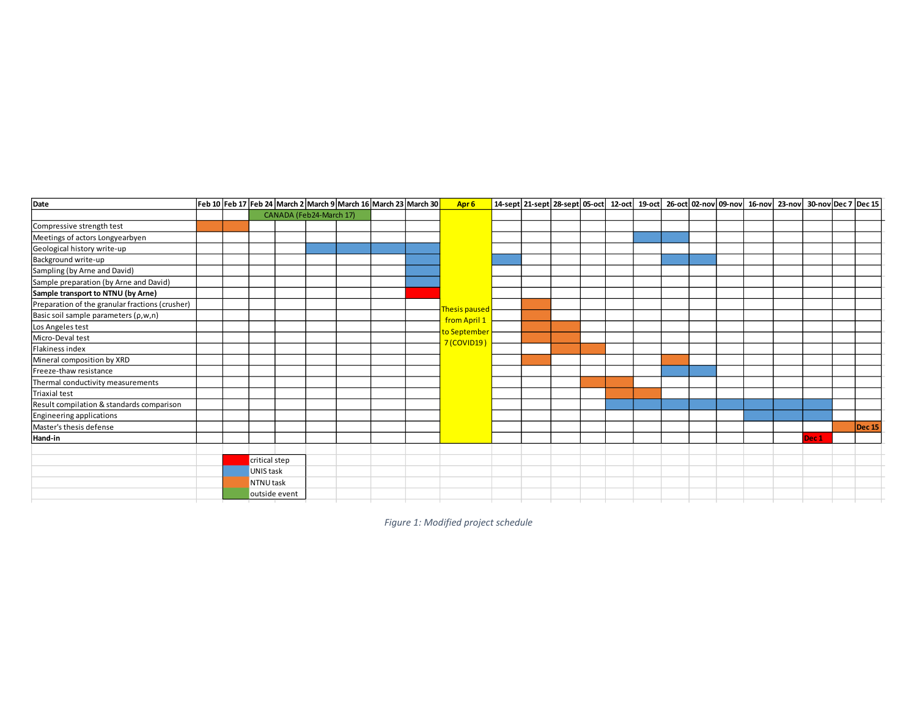| Date | Feb 10 | Feb 17 | Feb 24 | March 2 | March 9 | March 16 | March 23 | March 30 | Apr 6 | 14-sept | 21-sept | 28-sept | 05-oct | 12-oct | 19-oct | 26-oct | 02-nov | 09-nov | 16-nov | 23-nov | 30-nov | Dec 7 | Dec 15 |
|---|---|---|---|---|---|---|---|---|---|---|---|---|---|---|---|---|---|---|---|---|---|---|---|
| | | | CANADA (Feb24-March 17) | outside event | outside event | outside event | | | | | | | | | | | | | | | | | |
| Compressive strength test | NTNU task | NTNU task | | | | | | | | | | | | | | | | | | | | | |
| Meetings of actors Longyearbyen | | | | | | | | | | | | | | | UNIS task | UNIS task | | | | | | | |
| Geological history write-up | | | | | UNIS task | UNIS task | UNIS task | UNIS task | | | | | | | | | | | | | | | |
| Background write-up | | | | | | | | UNIS task | | UNIS task | | | | | | UNIS task | UNIS task | | | | | | |
| Sampling (by Arne and David) | | | | | | | | UNIS task | | | | | | | | | | | | | | | |
| Sample preparation (by Arne and David) | | | | | | | | UNIS task | | | | | | | | | | | | | | | |
| **Sample transport to NTNU (by Arne)** | | | | | | | | critical step | | | | | | | | | | | | | | | |
| Preparation of the granular fractions (crusher) | | | | | | | | | Thesis paused from April 1 to September 7 (COVID19) | | NTNU task | | | | | | | | | | | | |
| Basic soil sample parameters (ρ,w,n) | | | | | | | | | | | NTNU task | | | | | | | | | | | | |
| Los Angeles test | | | | | | | | | | | NTNU task | NTNU task | | | | | | | | | | | |
| Micro-Deval test | | | | | | | | | | | NTNU task | NTNU task | | | | | | | | | | | |
| Flakiness index | | | | | | | | | | | | NTNU task | NTNU task | | | | | | | | | | |
| Mineral composition by XRD | | | | | | | | | | | NTNU task | | | | | NTNU task | | | | | | | |
| Freeze-thaw resistance | | | | | | | | | | | | | | | | UNIS task | UNIS task | | | | | | |
| Thermal conductivity measurements | | | | | | | | | | | | | NTNU task | NTNU task | | | | | | | | | |
| Triaxial test | | | | | | | | | | | | | | NTNU task | NTNU task | | | | | | | | |
| Result compilation & standards comparison | | | | | | | | | | | | | | UNIS task | UNIS task | UNIS task | UNIS task | UNIS task | UNIS task | UNIS task | UNIS task | | |
| Engineering applications | | | | | | | | | | | | | | | | | | | UNIS task | UNIS task | UNIS task | | |
| Master's thesis defense | | | | | | | | | | | | | | | | | | | | | | NTNU task | Dec 15 (NTNU task) |
| **Hand-in** | | | | | | | | | | | | | | | | | | | | | Dec 1 (critical step) | | |

Legend:
- Red: critical step
- Blue: UNIS task
- Orange: NTNU task
- Green: outside event

*Figure 1: Modified project schedule*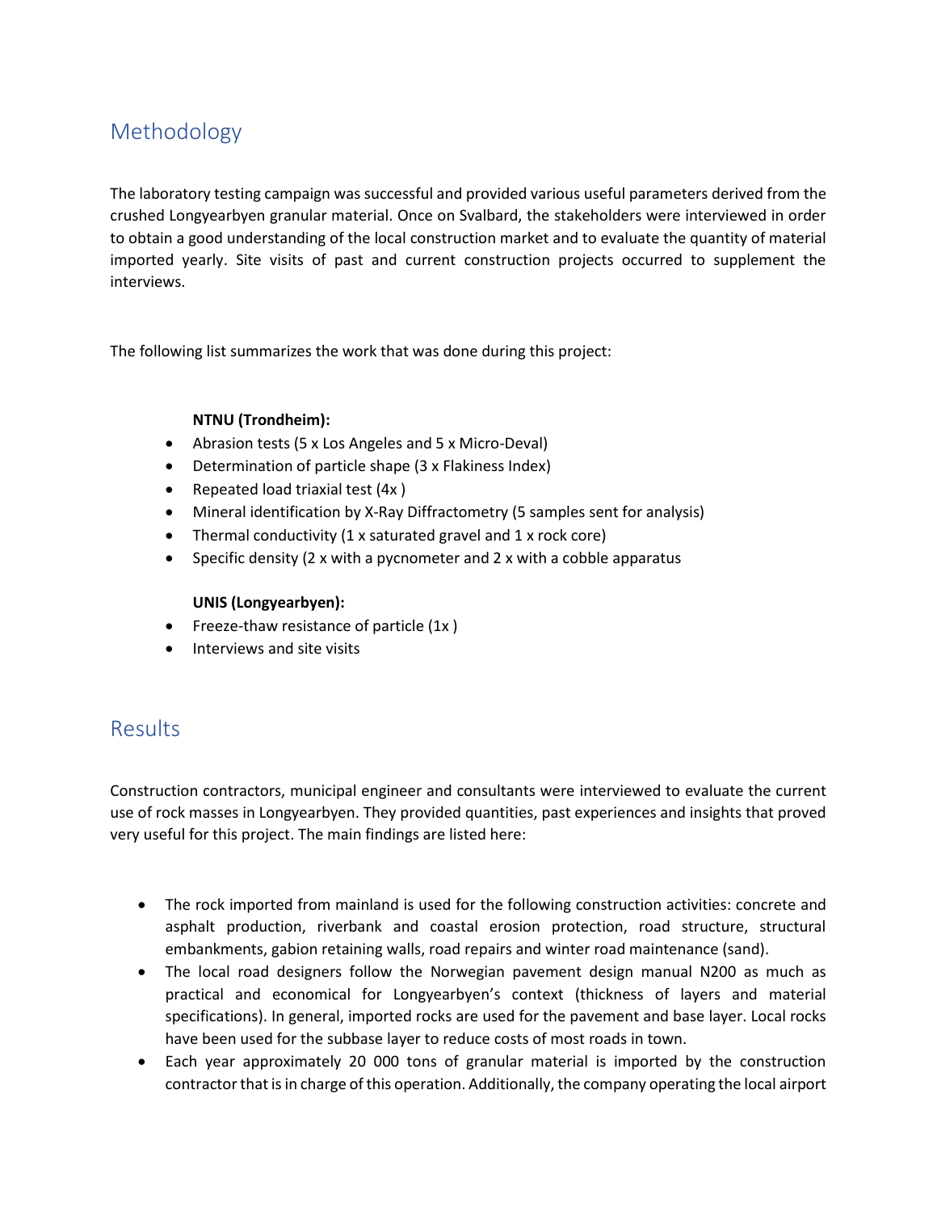## Methodology

The laboratory testing campaign was successful and provided various useful parameters derived from the crushed Longyearbyen granular material. Once on Svalbard, the stakeholders were interviewed in order to obtain a good understanding of the local construction market and to evaluate the quantity of material imported yearly. Site visits of past and current construction projects occurred to supplement the interviews.

The following list summarizes the work that was done during this project:

**NTNU (Trondheim):**

- Abrasion tests (5 x Los Angeles and 5 x Micro-Deval)
- Determination of particle shape (3 x Flakiness Index)
- Repeated load triaxial test (4x )
- Mineral identification by X-Ray Diffractometry (5 samples sent for analysis)
- Thermal conductivity (1 x saturated gravel and 1 x rock core)
- Specific density (2 x with a pycnometer and 2 x with a cobble apparatus

**UNIS (Longyearbyen):**

- Freeze-thaw resistance of particle (1x )
- Interviews and site visits

## Results

Construction contractors, municipal engineer and consultants were interviewed to evaluate the current use of rock masses in Longyearbyen. They provided quantities, past experiences and insights that proved very useful for this project. The main findings are listed here:

- The rock imported from mainland is used for the following construction activities: concrete and asphalt production, riverbank and coastal erosion protection, road structure, structural embankments, gabion retaining walls, road repairs and winter road maintenance (sand).
- The local road designers follow the Norwegian pavement design manual N200 as much as practical and economical for Longyearbyen's context (thickness of layers and material specifications). In general, imported rocks are used for the pavement and base layer. Local rocks have been used for the subbase layer to reduce costs of most roads in town.
- Each year approximately 20 000 tons of granular material is imported by the construction contractor that is in charge of this operation. Additionally, the company operating the local airport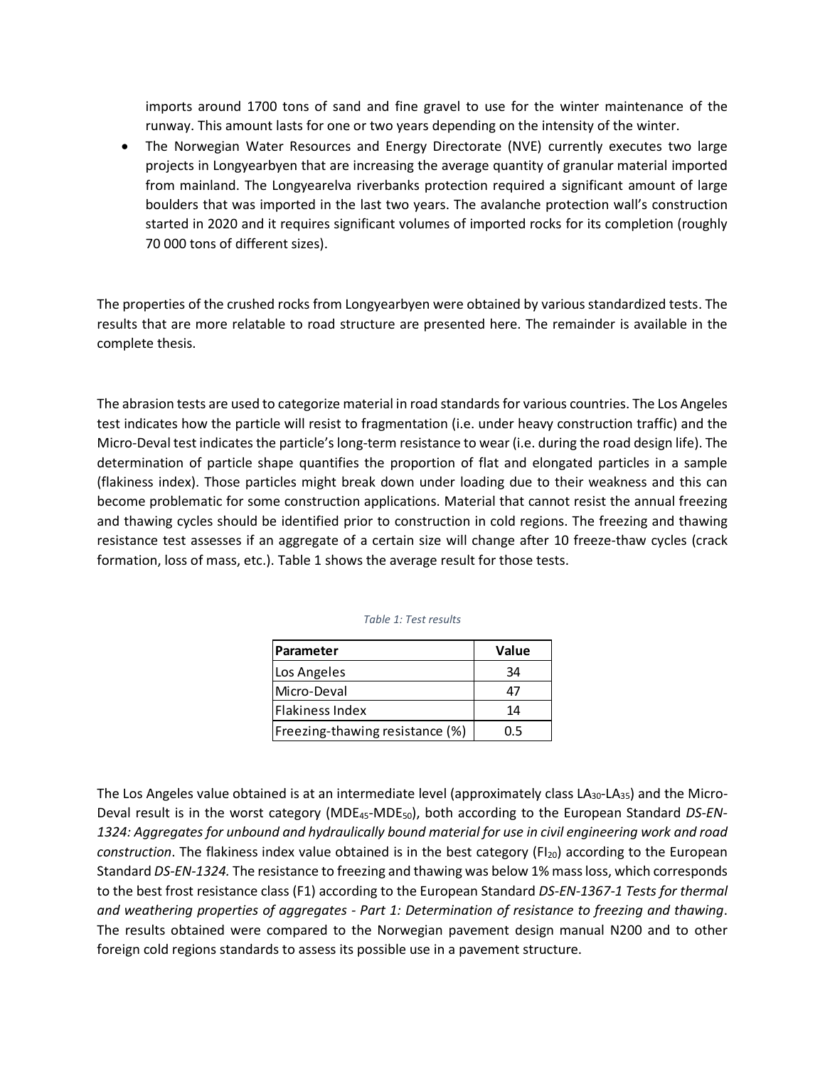imports around 1700 tons of sand and fine gravel to use for the winter maintenance of the runway. This amount lasts for one or two years depending on the intensity of the winter.

- The Norwegian Water Resources and Energy Directorate (NVE) currently executes two large projects in Longyearbyen that are increasing the average quantity of granular material imported from mainland. The Longyearelva riverbanks protection required a significant amount of large boulders that was imported in the last two years. The avalanche protection wall's construction started in 2020 and it requires significant volumes of imported rocks for its completion (roughly 70 000 tons of different sizes).

The properties of the crushed rocks from Longyearbyen were obtained by various standardized tests. The results that are more relatable to road structure are presented here. The remainder is available in the complete thesis.

The abrasion tests are used to categorize material in road standards for various countries. The Los Angeles test indicates how the particle will resist to fragmentation (i.e. under heavy construction traffic) and the Micro-Deval test indicates the particle's long-term resistance to wear (i.e. during the road design life). The determination of particle shape quantifies the proportion of flat and elongated particles in a sample (flakiness index). Those particles might break down under loading due to their weakness and this can become problematic for some construction applications. Material that cannot resist the annual freezing and thawing cycles should be identified prior to construction in cold regions. The freezing and thawing resistance test assesses if an aggregate of a certain size will change after 10 freeze-thaw cycles (crack formation, loss of mass, etc.). Table 1 shows the average result for those tests.

*Table 1: Test results*

| Parameter | Value |
|---|---|
| Los Angeles | 34 |
| Micro-Deval | 47 |
| Flakiness Index | 14 |
| Freezing-thawing resistance (%) | 0.5 |

The Los Angeles value obtained is at an intermediate level (approximately class $LA_{30}$-$LA_{35}$) and the Micro-Deval result is in the worst category ($MDE_{45}$-$MDE_{50}$), both according to the European Standard *DS-EN-1324: Aggregates for unbound and hydraulically bound material for use in civil engineering work and road construction*. The flakiness index value obtained is in the best category ($FI_{20}$) according to the European Standard *DS-EN-1324.* The resistance to freezing and thawing was below 1% mass loss, which corresponds to the best frost resistance class (F1) according to the European Standard *DS-EN-1367-1 Tests for thermal and weathering properties of aggregates - Part 1: Determination of resistance to freezing and thawing*. The results obtained were compared to the Norwegian pavement design manual N200 and to other foreign cold regions standards to assess its possible use in a pavement structure.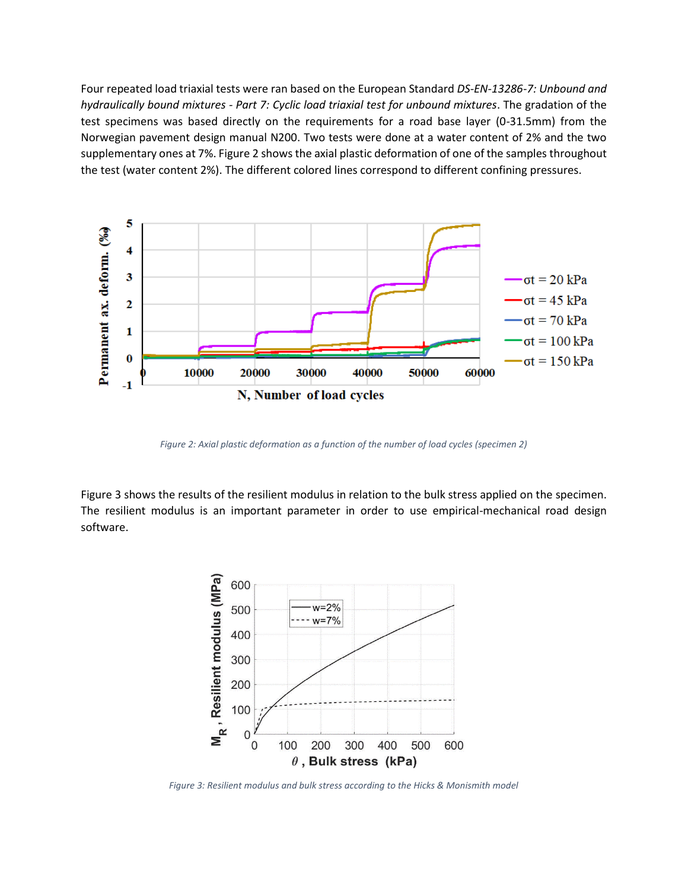Four repeated load triaxial tests were ran based on the European Standard *DS-EN-13286-7: Unbound and hydraulically bound mixtures - Part 7: Cyclic load triaxial test for unbound mixtures*. The gradation of the test specimens was based directly on the requirements for a road base layer (0-31.5mm) from the Norwegian pavement design manual N200. Two tests were done at a water content of 2% and the two supplementary ones at 7%. Figure 2 shows the axial plastic deformation of one of the samples throughout the test (water content 2%). The different colored lines correspond to different confining pressures.

*Figure 2: Axial plastic deformation as a function of the number of load cycles (specimen 2)*

Figure 3 shows the results of the resilient modulus in relation to the bulk stress applied on the specimen. The resilient modulus is an important parameter in order to use empirical-mechanical road design software.

*Figure 3: Resilient modulus and bulk stress according to the Hicks & Monismith model*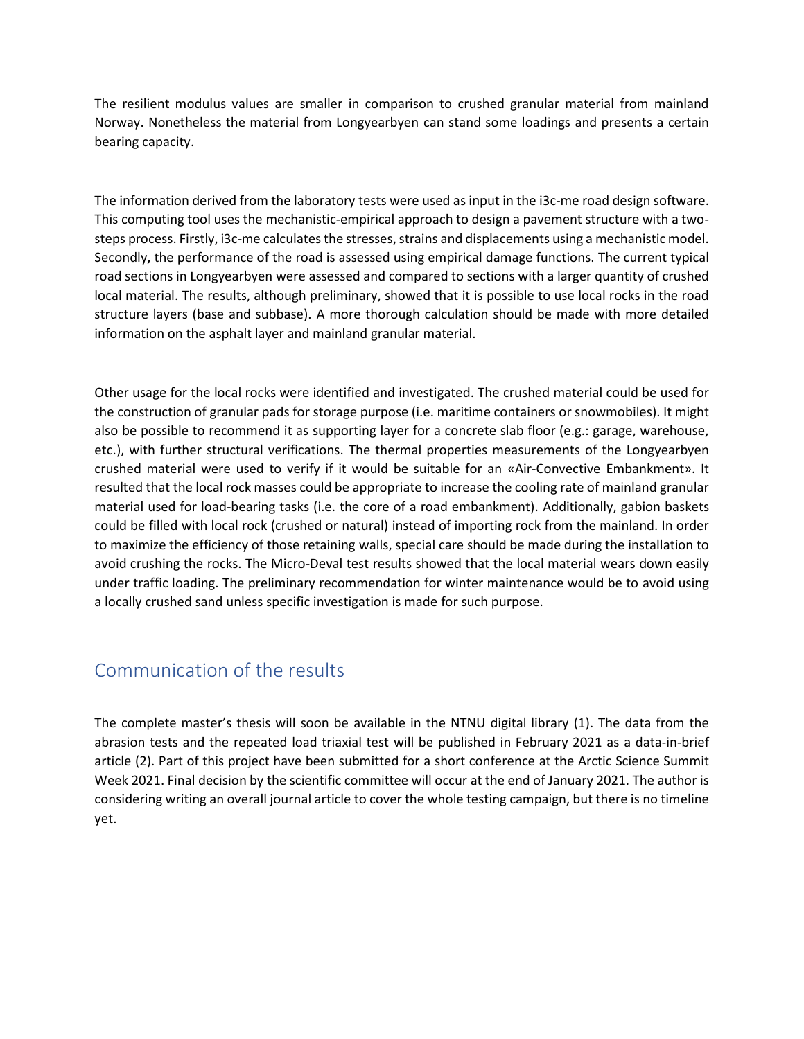The resilient modulus values are smaller in comparison to crushed granular material from mainland Norway. Nonetheless the material from Longyearbyen can stand some loadings and presents a certain bearing capacity.

The information derived from the laboratory tests were used as input in the i3c-me road design software. This computing tool uses the mechanistic-empirical approach to design a pavement structure with a two-steps process. Firstly, i3c-me calculates the stresses, strains and displacements using a mechanistic model. Secondly, the performance of the road is assessed using empirical damage functions. The current typical road sections in Longyearbyen were assessed and compared to sections with a larger quantity of crushed local material. The results, although preliminary, showed that it is possible to use local rocks in the road structure layers (base and subbase). A more thorough calculation should be made with more detailed information on the asphalt layer and mainland granular material.

Other usage for the local rocks were identified and investigated. The crushed material could be used for the construction of granular pads for storage purpose (i.e. maritime containers or snowmobiles). It might also be possible to recommend it as supporting layer for a concrete slab floor (e.g.: garage, warehouse, etc.), with further structural verifications. The thermal properties measurements of the Longyearbyen crushed material were used to verify if it would be suitable for an «Air-Convective Embankment». It resulted that the local rock masses could be appropriate to increase the cooling rate of mainland granular material used for load-bearing tasks (i.e. the core of a road embankment). Additionally, gabion baskets could be filled with local rock (crushed or natural) instead of importing rock from the mainland. In order to maximize the efficiency of those retaining walls, special care should be made during the installation to avoid crushing the rocks. The Micro-Deval test results showed that the local material wears down easily under traffic loading. The preliminary recommendation for winter maintenance would be to avoid using a locally crushed sand unless specific investigation is made for such purpose.

## Communication of the results

The complete master's thesis will soon be available in the NTNU digital library (1). The data from the abrasion tests and the repeated load triaxial test will be published in February 2021 as a data-in-brief article (2). Part of this project have been submitted for a short conference at the Arctic Science Summit Week 2021. Final decision by the scientific committee will occur at the end of January 2021. The author is considering writing an overall journal article to cover the whole testing campaign, but there is no timeline yet.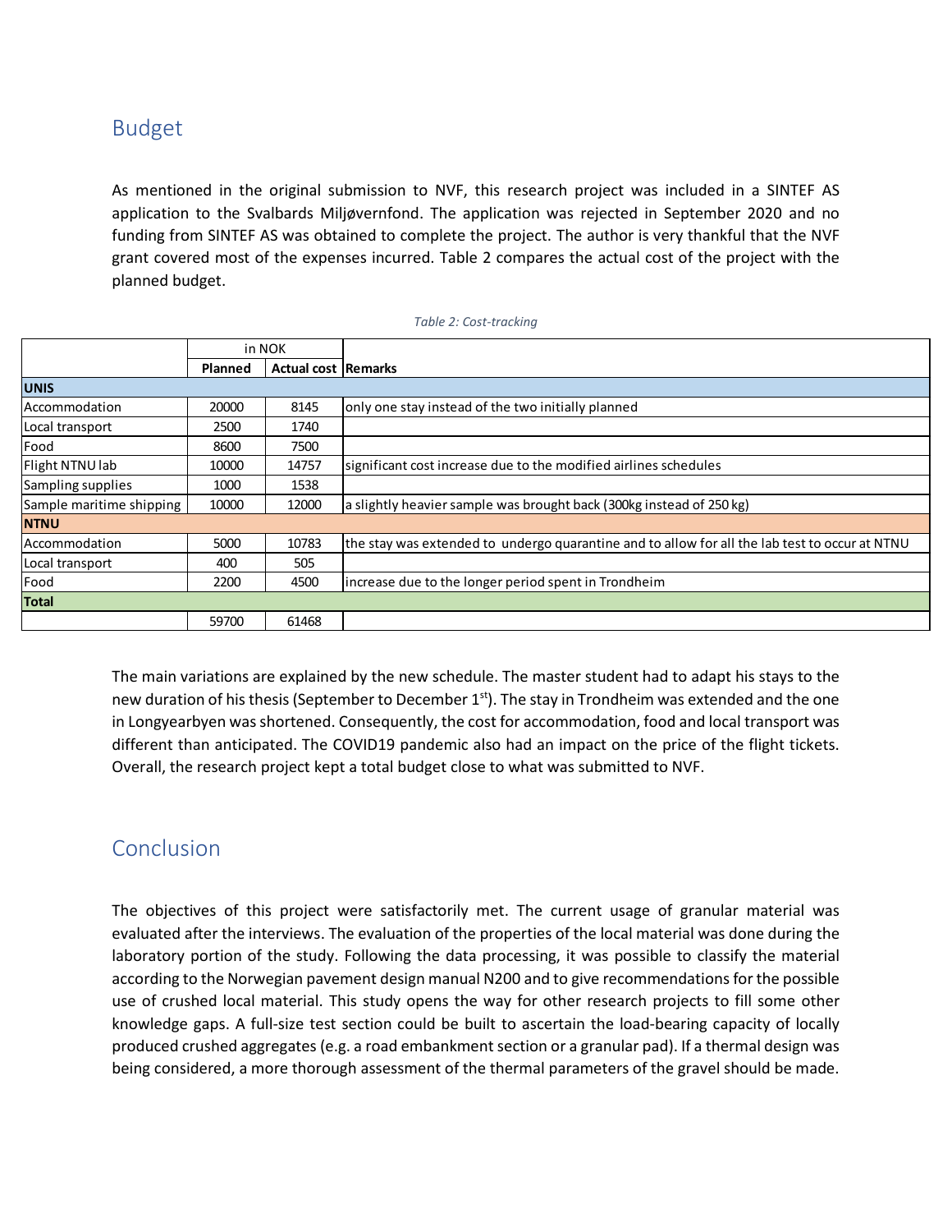## Budget

As mentioned in the original submission to NVF, this research project was included in a SINTEF AS application to the Svalbards Miljøvernfond. The application was rejected in September 2020 and no funding from SINTEF AS was obtained to complete the project. The author is very thankful that the NVF grant covered most of the expenses incurred. Table 2 compares the actual cost of the project with the planned budget.

*Table 2: Cost-tracking*

| | in NOK | | |
|---|---|---|---|
| | **Planned** | **Actual cost** | **Remarks** |
| **UNIS** | | | |
| Accommodation | 20000 | 8145 | only one stay instead of the two initially planned |
| Local transport | 2500 | 1740 | |
| Food | 8600 | 7500 | |
| Flight NTNU lab | 10000 | 14757 | significant cost increase due to the modified airlines schedules |
| Sampling supplies | 1000 | 1538 | |
| Sample maritime shipping | 10000 | 12000 | a slightly heavier sample was brought back (300kg instead of 250 kg) |
| **NTNU** | | | |
| Accommodation | 5000 | 10783 | the stay was extended to undergo quarantine and to allow for all the lab test to occur at NTNU |
| Local transport | 400 | 505 | |
| Food | 2200 | 4500 | increase due to the longer period spent in Trondheim |
| **Total** | | | |
| | 59700 | 61468 | |

The main variations are explained by the new schedule. The master student had to adapt his stays to the new duration of his thesis (September to December 1st). The stay in Trondheim was extended and the one in Longyearbyen was shortened. Consequently, the cost for accommodation, food and local transport was different than anticipated. The COVID19 pandemic also had an impact on the price of the flight tickets. Overall, the research project kept a total budget close to what was submitted to NVF.

## Conclusion

The objectives of this project were satisfactorily met. The current usage of granular material was evaluated after the interviews. The evaluation of the properties of the local material was done during the laboratory portion of the study. Following the data processing, it was possible to classify the material according to the Norwegian pavement design manual N200 and to give recommendations for the possible use of crushed local material. This study opens the way for other research projects to fill some other knowledge gaps. A full-size test section could be built to ascertain the load-bearing capacity of locally produced crushed aggregates (e.g. a road embankment section or a granular pad). If a thermal design was being considered, a more thorough assessment of the thermal parameters of the gravel should be made.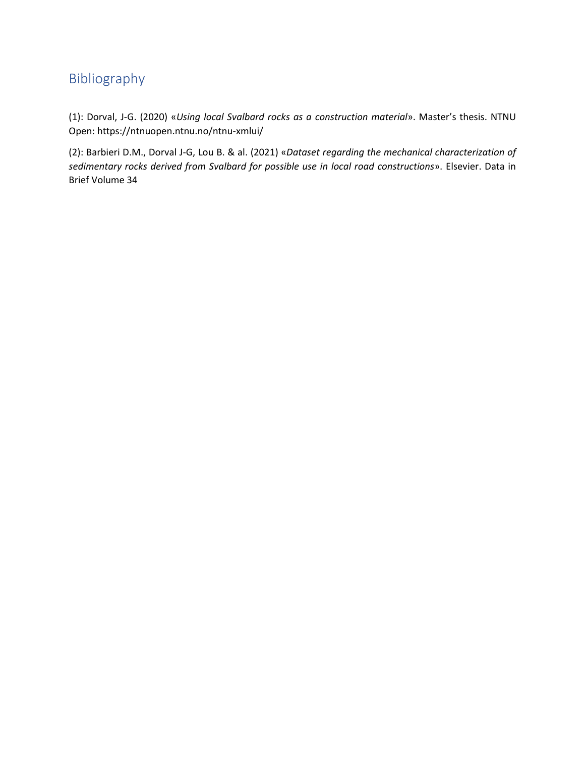## Bibliography

(1): Dorval, J-G. (2020) «*Using local Svalbard rocks as a construction material*». Master's thesis. NTNU Open: https://ntnuopen.ntnu.no/ntnu-xmlui/

(2): Barbieri D.M., Dorval J-G, Lou B. & al. (2021) «*Dataset regarding the mechanical characterization of sedimentary rocks derived from Svalbard for possible use in local road constructions*». Elsevier. Data in Brief Volume 34